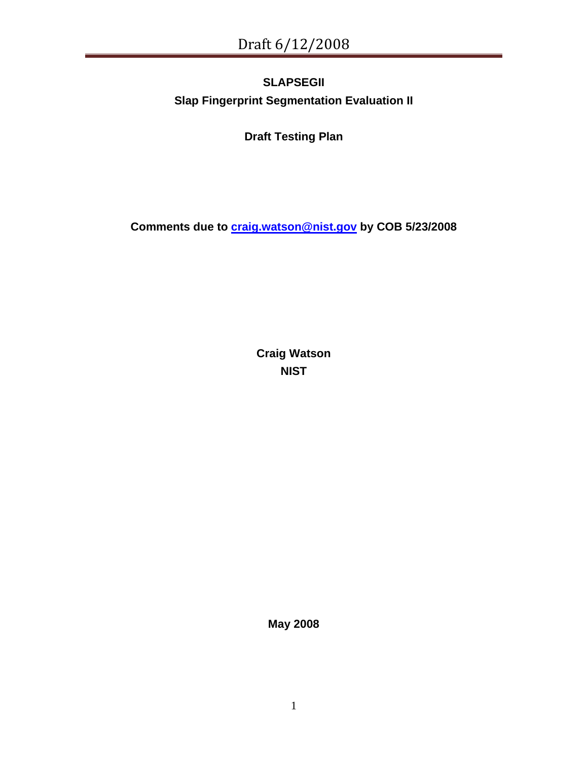# SLAPSEGII

## Slap Fingerprint Segmentation Evaluation II

**Draft Testing Plan**

**Comments due to [craig.watson@nist.gov](mailto:craig.watson@nist.gov) by COB 5/23/2008**

**Craig Watson**
**NIST**

**May 2008**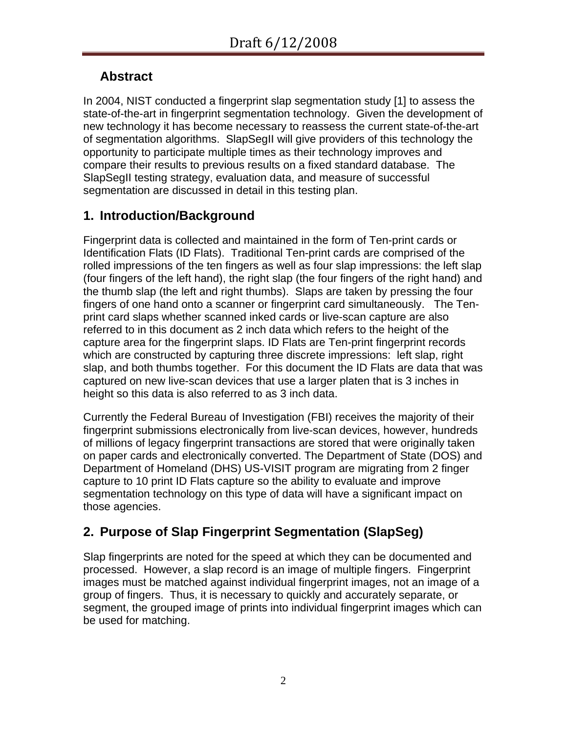## Abstract

In 2004, NIST conducted a fingerprint slap segmentation study [1] to assess the state-of-the-art in fingerprint segmentation technology. Given the development of new technology it has become necessary to reassess the current state-of-the-art of segmentation algorithms. SlapSegII will give providers of this technology the opportunity to participate multiple times as their technology improves and compare their results to previous results on a fixed standard database. The SlapSegII testing strategy, evaluation data, and measure of successful segmentation are discussed in detail in this testing plan.

## 1. Introduction/Background

Fingerprint data is collected and maintained in the form of Ten-print cards or Identification Flats (ID Flats). Traditional Ten-print cards are comprised of the rolled impressions of the ten fingers as well as four slap impressions: the left slap (four fingers of the left hand), the right slap (the four fingers of the right hand) and the thumb slap (the left and right thumbs). Slaps are taken by pressing the four fingers of one hand onto a scanner or fingerprint card simultaneously. The Ten-print card slaps whether scanned inked cards or live-scan capture are also referred to in this document as 2 inch data which refers to the height of the capture area for the fingerprint slaps. ID Flats are Ten-print fingerprint records which are constructed by capturing three discrete impressions: left slap, right slap, and both thumbs together. For this document the ID Flats are data that was captured on new live-scan devices that use a larger platen that is 3 inches in height so this data is also referred to as 3 inch data.

Currently the Federal Bureau of Investigation (FBI) receives the majority of their fingerprint submissions electronically from live-scan devices, however, hundreds of millions of legacy fingerprint transactions are stored that were originally taken on paper cards and electronically converted. The Department of State (DOS) and Department of Homeland (DHS) US-VISIT program are migrating from 2 finger capture to 10 print ID Flats capture so the ability to evaluate and improve segmentation technology on this type of data will have a significant impact on those agencies.

## 2. Purpose of Slap Fingerprint Segmentation (SlapSeg)

Slap fingerprints are noted for the speed at which they can be documented and processed. However, a slap record is an image of multiple fingers. Fingerprint images must be matched against individual fingerprint images, not an image of a group of fingers. Thus, it is necessary to quickly and accurately separate, or segment, the grouped image of prints into individual fingerprint images which can be used for matching.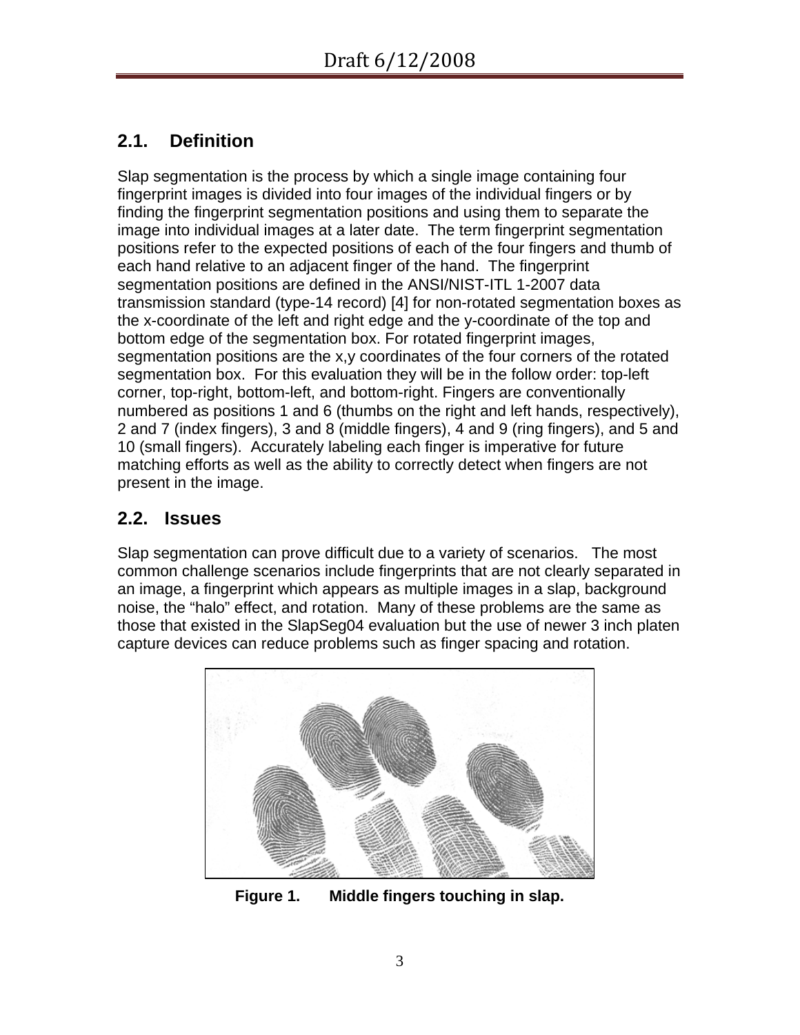## 2.1. Definition

Slap segmentation is the process by which a single image containing four fingerprint images is divided into four images of the individual fingers or by finding the fingerprint segmentation positions and using them to separate the image into individual images at a later date. The term fingerprint segmentation positions refer to the expected positions of each of the four fingers and thumb of each hand relative to an adjacent finger of the hand. The fingerprint segmentation positions are defined in the ANSI/NIST-ITL 1-2007 data transmission standard (type-14 record) [4] for non-rotated segmentation boxes as the x-coordinate of the left and right edge and the y-coordinate of the top and bottom edge of the segmentation box. For rotated fingerprint images, segmentation positions are the x,y coordinates of the four corners of the rotated segmentation box. For this evaluation they will be in the follow order: top-left corner, top-right, bottom-left, and bottom-right. Fingers are conventionally numbered as positions 1 and 6 (thumbs on the right and left hands, respectively), 2 and 7 (index fingers), 3 and 8 (middle fingers), 4 and 9 (ring fingers), and 5 and 10 (small fingers). Accurately labeling each finger is imperative for future matching efforts as well as the ability to correctly detect when fingers are not present in the image.

## 2.2. Issues

Slap segmentation can prove difficult due to a variety of scenarios. The most common challenge scenarios include fingerprints that are not clearly separated in an image, a fingerprint which appears as multiple images in a slap, background noise, the "halo" effect, and rotation. Many of these problems are the same as those that existed in the SlapSeg04 evaluation but the use of newer 3 inch platen capture devices can reduce problems such as finger spacing and rotation.

**Figure 1. Middle fingers touching in slap.**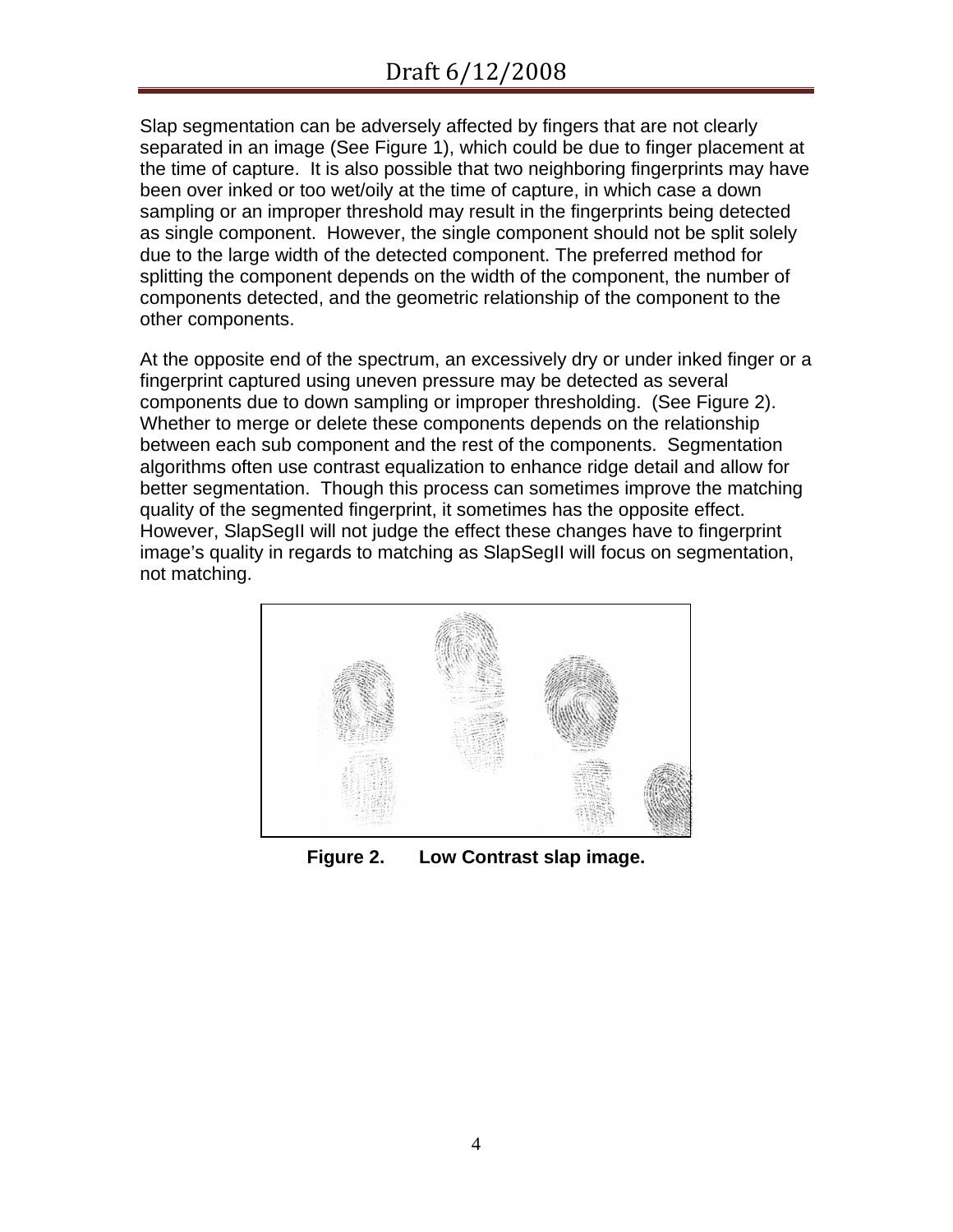Slap segmentation can be adversely affected by fingers that are not clearly separated in an image (See Figure 1), which could be due to finger placement at the time of capture. It is also possible that two neighboring fingerprints may have been over inked or too wet/oily at the time of capture, in which case a down sampling or an improper threshold may result in the fingerprints being detected as single component. However, the single component should not be split solely due to the large width of the detected component. The preferred method for splitting the component depends on the width of the component, the number of components detected, and the geometric relationship of the component to the other components.

At the opposite end of the spectrum, an excessively dry or under inked finger or a fingerprint captured using uneven pressure may be detected as several components due to down sampling or improper thresholding. (See Figure 2). Whether to merge or delete these components depends on the relationship between each sub component and the rest of the components. Segmentation algorithms often use contrast equalization to enhance ridge detail and allow for better segmentation. Though this process can sometimes improve the matching quality of the segmented fingerprint, it sometimes has the opposite effect. However, SlapSegII will not judge the effect these changes have to fingerprint image's quality in regards to matching as SlapSegII will focus on segmentation, not matching.

**Figure 2. Low Contrast slap image.**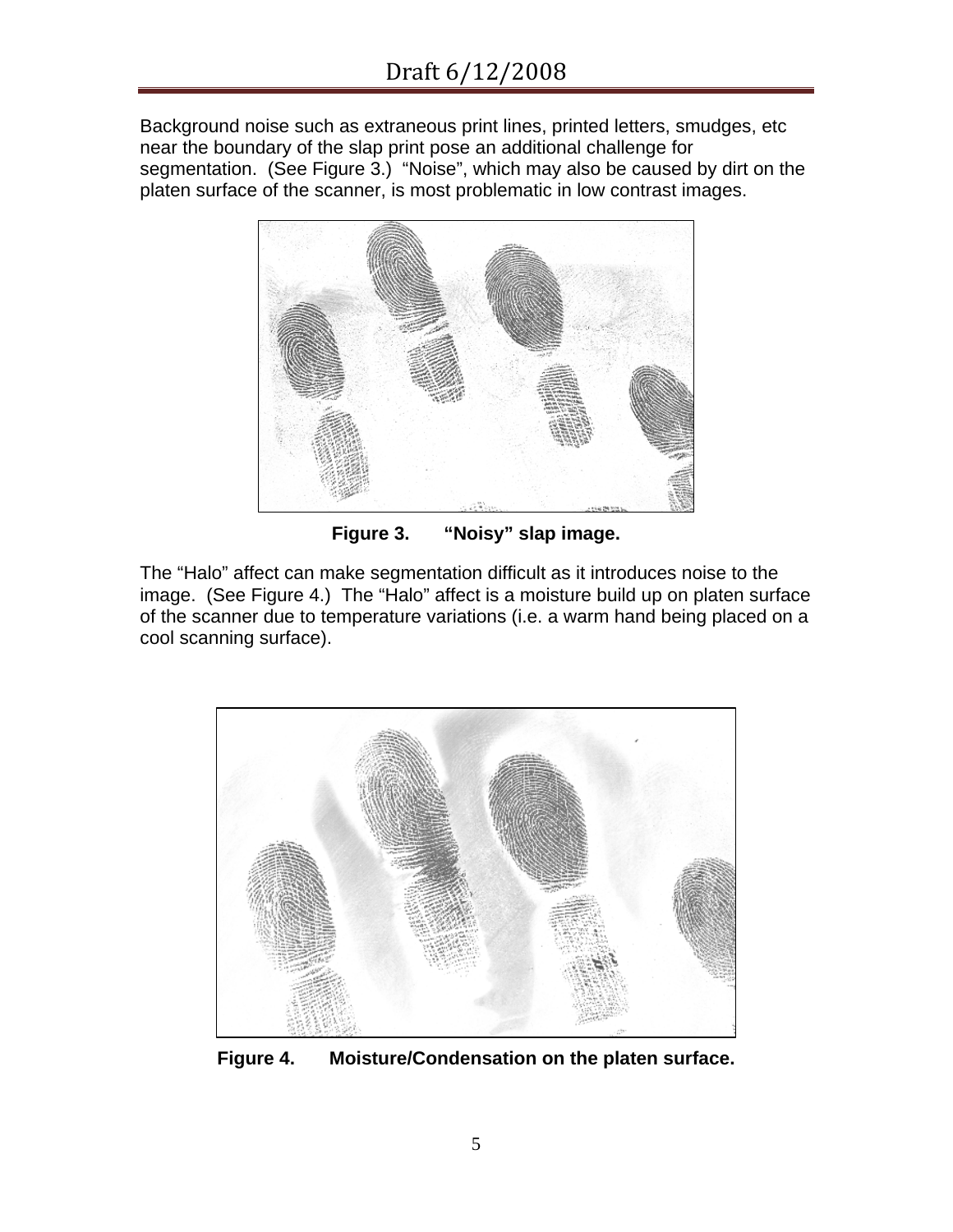Background noise such as extraneous print lines, printed letters, smudges, etc near the boundary of the slap print pose an additional challenge for segmentation. (See Figure 3.) "Noise", which may also be caused by dirt on the platen surface of the scanner, is most problematic in low contrast images.

**Figure 3. "Noisy" slap image.**

The "Halo" affect can make segmentation difficult as it introduces noise to the image. (See Figure 4.) The "Halo" affect is a moisture build up on platen surface of the scanner due to temperature variations (i.e. a warm hand being placed on a cool scanning surface).

**Figure 4. Moisture/Condensation on the platen surface.**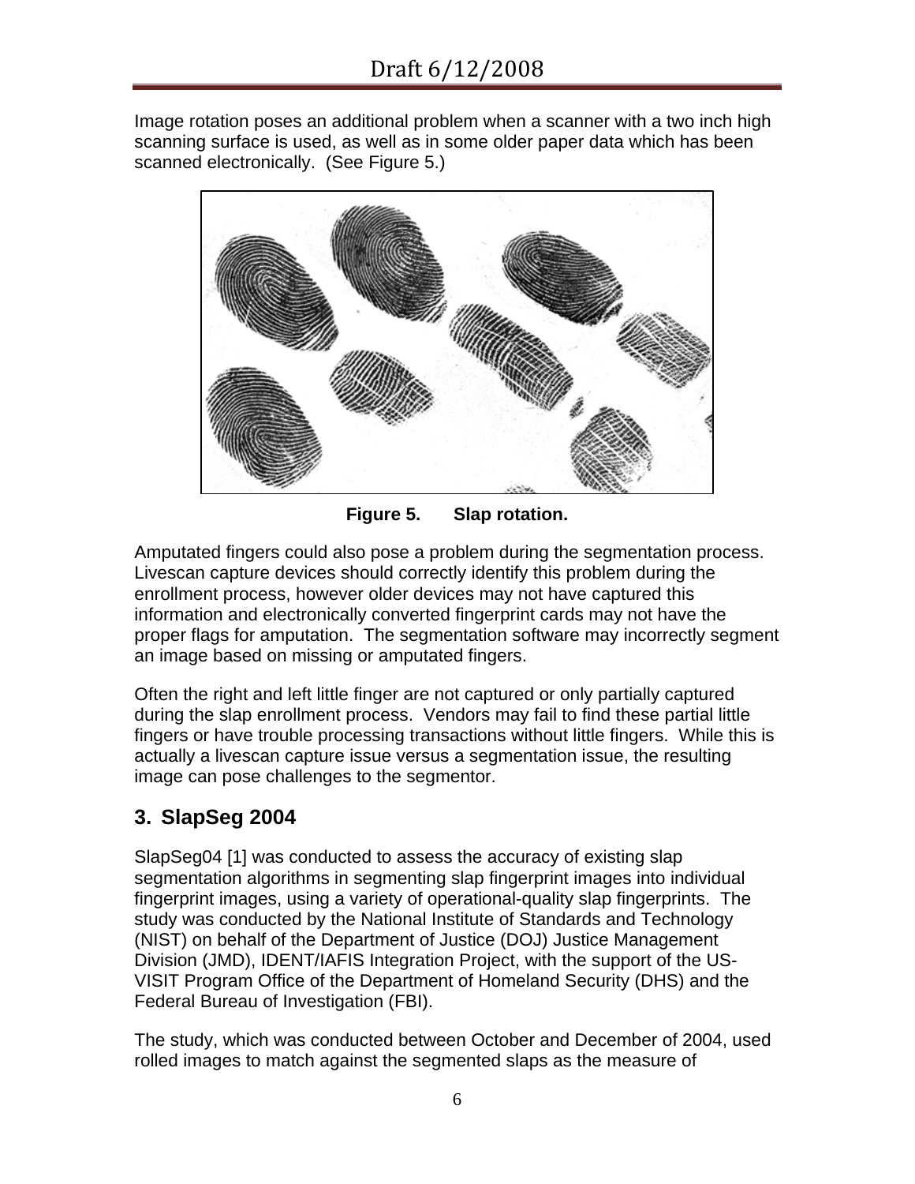Image rotation poses an additional problem when a scanner with a two inch high scanning surface is used, as well as in some older paper data which has been scanned electronically. (See Figure 5.)

**Figure 5. Slap rotation.**

Amputated fingers could also pose a problem during the segmentation process. Livescan capture devices should correctly identify this problem during the enrollment process, however older devices may not have captured this information and electronically converted fingerprint cards may not have the proper flags for amputation. The segmentation software may incorrectly segment an image based on missing or amputated fingers.

Often the right and left little finger are not captured or only partially captured during the slap enrollment process. Vendors may fail to find these partial little fingers or have trouble processing transactions without little fingers. While this is actually a livescan capture issue versus a segmentation issue, the resulting image can pose challenges to the segmentor.

## 3. SlapSeg 2004

SlapSeg04 [1] was conducted to assess the accuracy of existing slap segmentation algorithms in segmenting slap fingerprint images into individual fingerprint images, using a variety of operational-quality slap fingerprints. The study was conducted by the National Institute of Standards and Technology (NIST) on behalf of the Department of Justice (DOJ) Justice Management Division (JMD), IDENT/IAFIS Integration Project, with the support of the US-VISIT Program Office of the Department of Homeland Security (DHS) and the Federal Bureau of Investigation (FBI).

The study, which was conducted between October and December of 2004, used rolled images to match against the segmented slaps as the measure of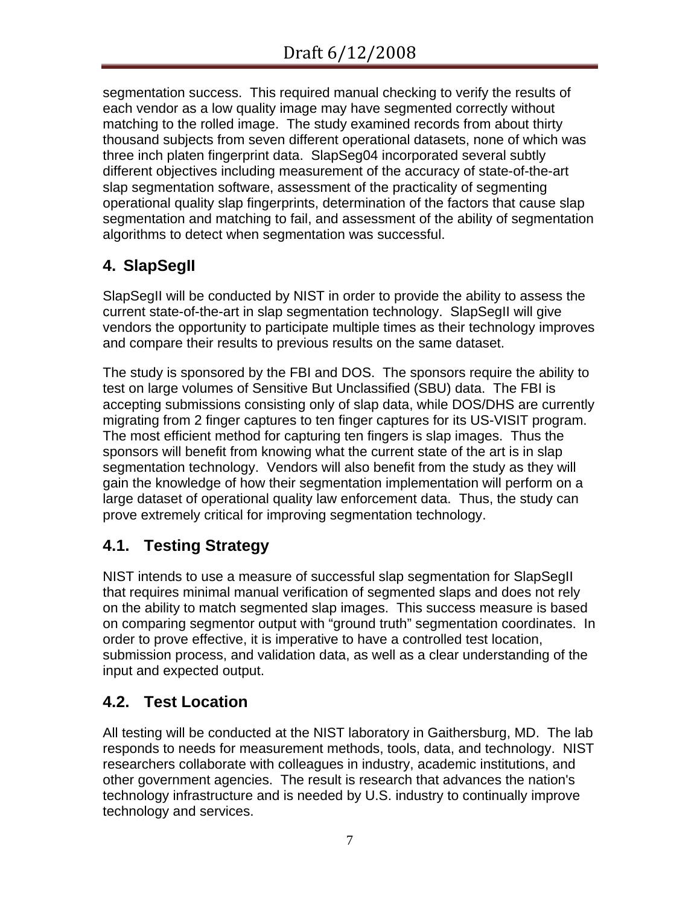segmentation success. This required manual checking to verify the results of each vendor as a low quality image may have segmented correctly without matching to the rolled image. The study examined records from about thirty thousand subjects from seven different operational datasets, none of which was three inch platen fingerprint data. SlapSeg04 incorporated several subtly different objectives including measurement of the accuracy of state-of-the-art slap segmentation software, assessment of the practicality of segmenting operational quality slap fingerprints, determination of the factors that cause slap segmentation and matching to fail, and assessment of the ability of segmentation algorithms to detect when segmentation was successful.

## 4. SlapSegII

SlapSegII will be conducted by NIST in order to provide the ability to assess the current state-of-the-art in slap segmentation technology. SlapSegII will give vendors the opportunity to participate multiple times as their technology improves and compare their results to previous results on the same dataset.

The study is sponsored by the FBI and DOS. The sponsors require the ability to test on large volumes of Sensitive But Unclassified (SBU) data. The FBI is accepting submissions consisting only of slap data, while DOS/DHS are currently migrating from 2 finger captures to ten finger captures for its US-VISIT program. The most efficient method for capturing ten fingers is slap images. Thus the sponsors will benefit from knowing what the current state of the art is in slap segmentation technology. Vendors will also benefit from the study as they will gain the knowledge of how their segmentation implementation will perform on a large dataset of operational quality law enforcement data. Thus, the study can prove extremely critical for improving segmentation technology.

### 4.1. Testing Strategy

NIST intends to use a measure of successful slap segmentation for SlapSegII that requires minimal manual verification of segmented slaps and does not rely on the ability to match segmented slap images. This success measure is based on comparing segmentor output with "ground truth" segmentation coordinates. In order to prove effective, it is imperative to have a controlled test location, submission process, and validation data, as well as a clear understanding of the input and expected output.

### 4.2. Test Location

All testing will be conducted at the NIST laboratory in Gaithersburg, MD. The lab responds to needs for measurement methods, tools, data, and technology. NIST researchers collaborate with colleagues in industry, academic institutions, and other government agencies. The result is research that advances the nation's technology infrastructure and is needed by U.S. industry to continually improve technology and services.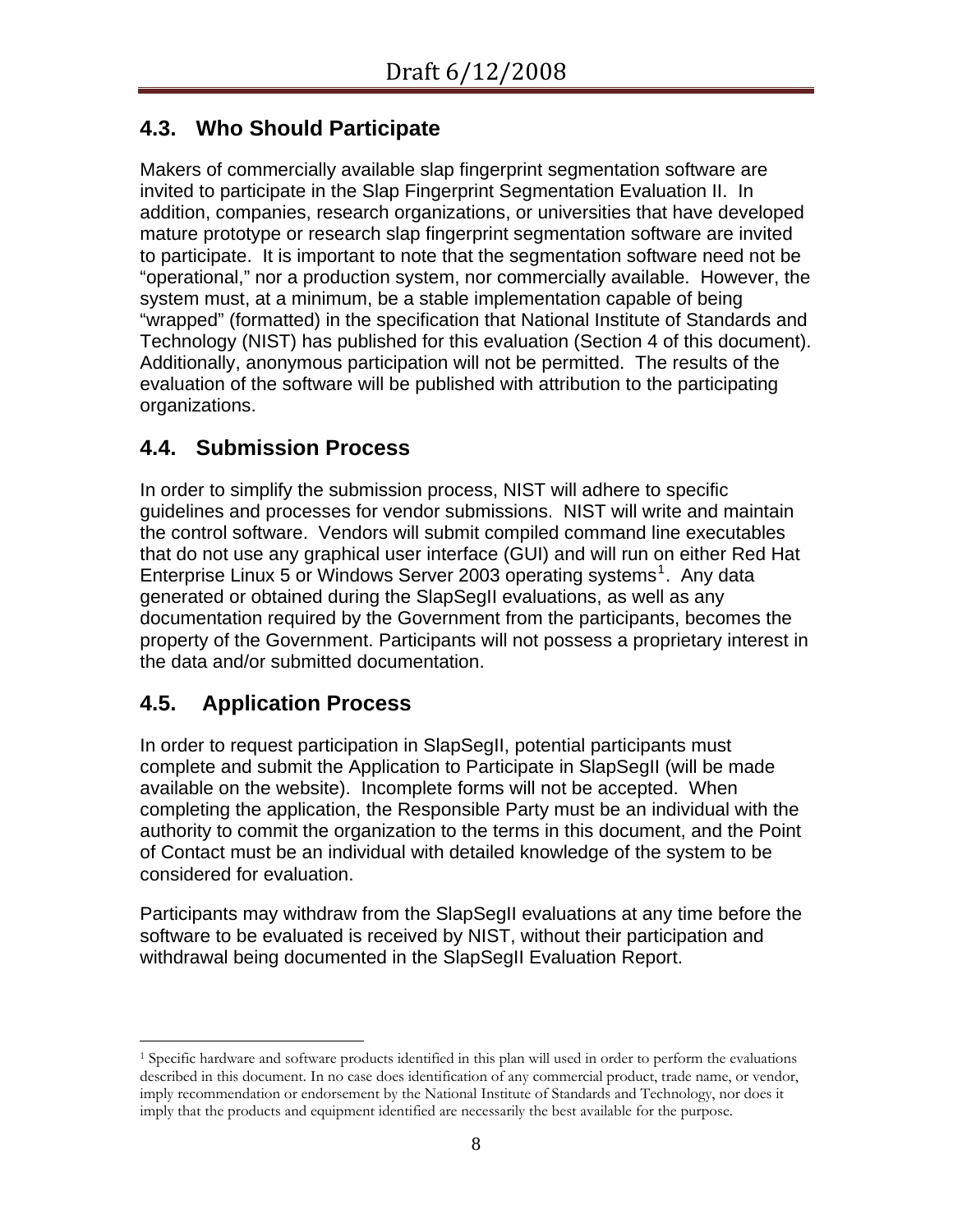## 4.3. Who Should Participate

Makers of commercially available slap fingerprint segmentation software are invited to participate in the Slap Fingerprint Segmentation Evaluation II. In addition, companies, research organizations, or universities that have developed mature prototype or research slap fingerprint segmentation software are invited to participate. It is important to note that the segmentation software need not be "operational," nor a production system, nor commercially available. However, the system must, at a minimum, be a stable implementation capable of being "wrapped" (formatted) in the specification that National Institute of Standards and Technology (NIST) has published for this evaluation (Section 4 of this document). Additionally, anonymous participation will not be permitted. The results of the evaluation of the software will be published with attribution to the participating organizations.

## 4.4. Submission Process

In order to simplify the submission process, NIST will adhere to specific guidelines and processes for vendor submissions. NIST will write and maintain the control software. Vendors will submit compiled command line executables that do not use any graphical user interface (GUI) and will run on either Red Hat Enterprise Linux 5 or Windows Server 2003 operating systems[1]. Any data generated or obtained during the SlapSegII evaluations, as well as any documentation required by the Government from the participants, becomes the property of the Government. Participants will not possess a proprietary interest in the data and/or submitted documentation.

## 4.5. Application Process

In order to request participation in SlapSegII, potential participants must complete and submit the Application to Participate in SlapSegII (will be made available on the website). Incomplete forms will not be accepted. When completing the application, the Responsible Party must be an individual with the authority to commit the organization to the terms in this document, and the Point of Contact must be an individual with detailed knowledge of the system to be considered for evaluation.

Participants may withdraw from the SlapSegII evaluations at any time before the software to be evaluated is received by NIST, without their participation and withdrawal being documented in the SlapSegII Evaluation Report.

---

[1] Specific hardware and software products identified in this plan will used in order to perform the evaluations described in this document. In no case does identification of any commercial product, trade name, or vendor, imply recommendation or endorsement by the National Institute of Standards and Technology, nor does it imply that the products and equipment identified are necessarily the best available for the purpose.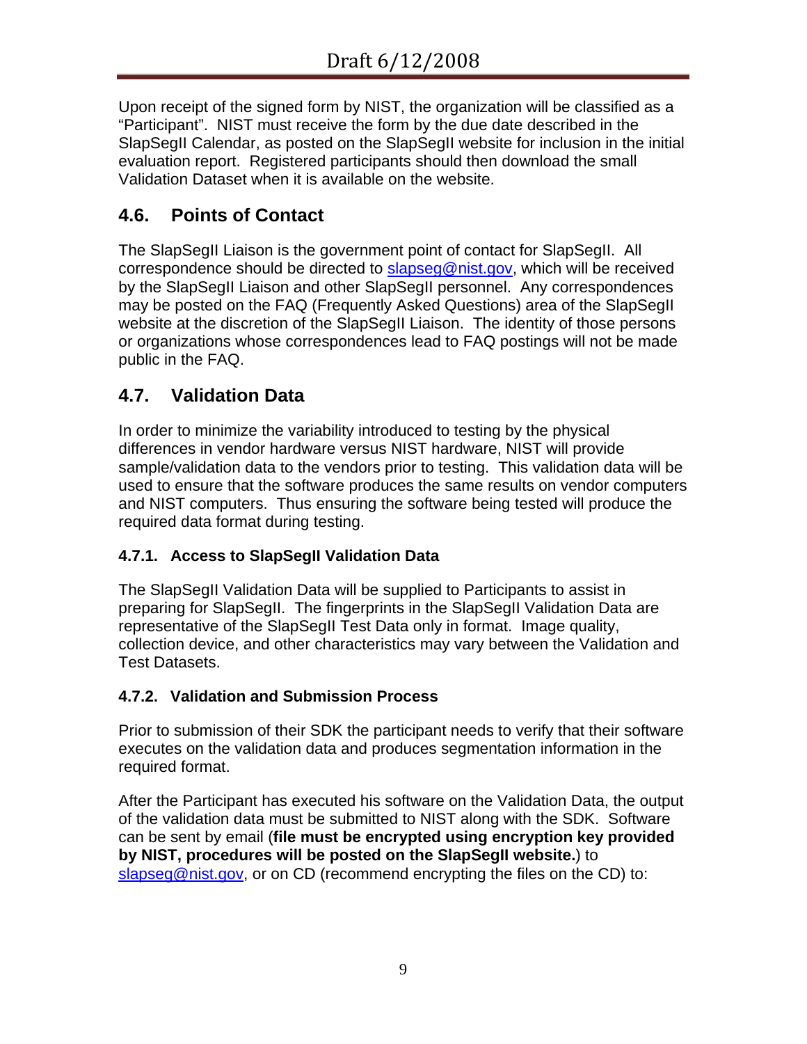Upon receipt of the signed form by NIST, the organization will be classified as a "Participant". NIST must receive the form by the due date described in the SlapSegII Calendar, as posted on the SlapSegII website for inclusion in the initial evaluation report. Registered participants should then download the small Validation Dataset when it is available on the website.

## 4.6. Points of Contact

The SlapSegII Liaison is the government point of contact for SlapSegII. All correspondence should be directed to slapseg@nist.gov, which will be received by the SlapSegII Liaison and other SlapSegII personnel. Any correspondences may be posted on the FAQ (Frequently Asked Questions) area of the SlapSegII website at the discretion of the SlapSegII Liaison. The identity of those persons or organizations whose correspondences lead to FAQ postings will not be made public in the FAQ.

## 4.7. Validation Data

In order to minimize the variability introduced to testing by the physical differences in vendor hardware versus NIST hardware, NIST will provide sample/validation data to the vendors prior to testing. This validation data will be used to ensure that the software produces the same results on vendor computers and NIST computers. Thus ensuring the software being tested will produce the required data format during testing.

### 4.7.1. Access to SlapSegII Validation Data

The SlapSegII Validation Data will be supplied to Participants to assist in preparing for SlapSegII. The fingerprints in the SlapSegII Validation Data are representative of the SlapSegII Test Data only in format. Image quality, collection device, and other characteristics may vary between the Validation and Test Datasets.

### 4.7.2. Validation and Submission Process

Prior to submission of their SDK the participant needs to verify that their software executes on the validation data and produces segmentation information in the required format.

After the Participant has executed his software on the Validation Data, the output of the validation data must be submitted to NIST along with the SDK. Software can be sent by email (**file must be encrypted using encryption key provided by NIST, procedures will be posted on the SlapSegII website.**) to slapseg@nist.gov, or on CD (recommend encrypting the files on the CD) to: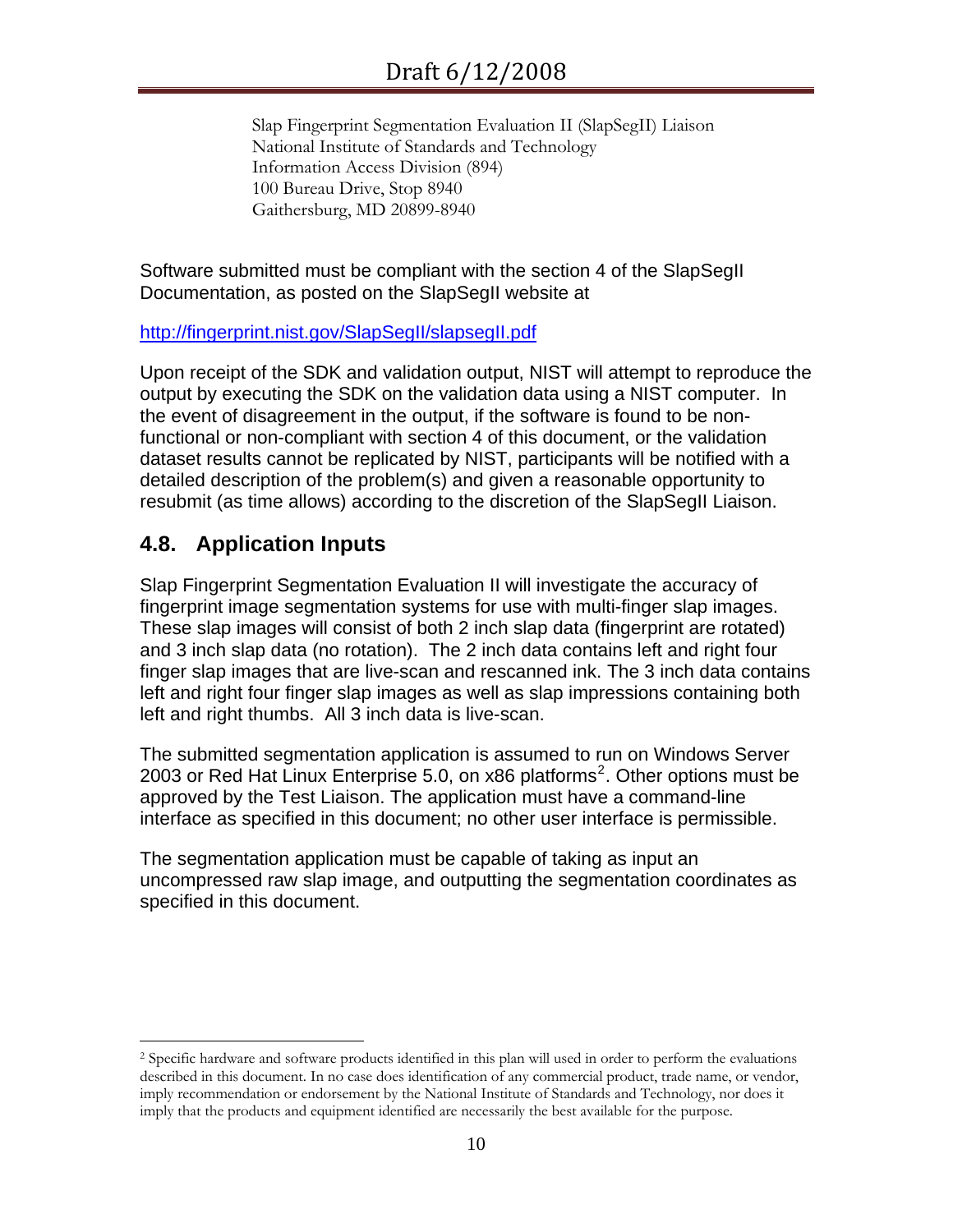Slap Fingerprint Segmentation Evaluation II (SlapSegII) Liaison
National Institute of Standards and Technology
Information Access Division (894)
100 Bureau Drive, Stop 8940
Gaithersburg, MD 20899-8940

Software submitted must be compliant with the section 4 of the SlapSegII Documentation, as posted on the SlapSegII website at

http://fingerprint.nist.gov/SlapSegII/slapsegII.pdf

Upon receipt of the SDK and validation output, NIST will attempt to reproduce the output by executing the SDK on the validation data using a NIST computer. In the event of disagreement in the output, if the software is found to be non-functional or non-compliant with section 4 of this document, or the validation dataset results cannot be replicated by NIST, participants will be notified with a detailed description of the problem(s) and given a reasonable opportunity to resubmit (as time allows) according to the discretion of the SlapSegII Liaison.

## 4.8. Application Inputs

Slap Fingerprint Segmentation Evaluation II will investigate the accuracy of fingerprint image segmentation systems for use with multi-finger slap images. These slap images will consist of both 2 inch slap data (fingerprint are rotated) and 3 inch slap data (no rotation). The 2 inch data contains left and right four finger slap images that are live-scan and rescanned ink. The 3 inch data contains left and right four finger slap images as well as slap impressions containing both left and right thumbs. All 3 inch data is live-scan.

The submitted segmentation application is assumed to run on Windows Server 2003 or Red Hat Linux Enterprise 5.0, on x86 platforms[2]. Other options must be approved by the Test Liaison. The application must have a command-line interface as specified in this document; no other user interface is permissible.

The segmentation application must be capable of taking as input an uncompressed raw slap image, and outputting the segmentation coordinates as specified in this document.

---

[2] Specific hardware and software products identified in this plan will used in order to perform the evaluations described in this document. In no case does identification of any commercial product, trade name, or vendor, imply recommendation or endorsement by the National Institute of Standards and Technology, nor does it imply that the products and equipment identified are necessarily the best available for the purpose.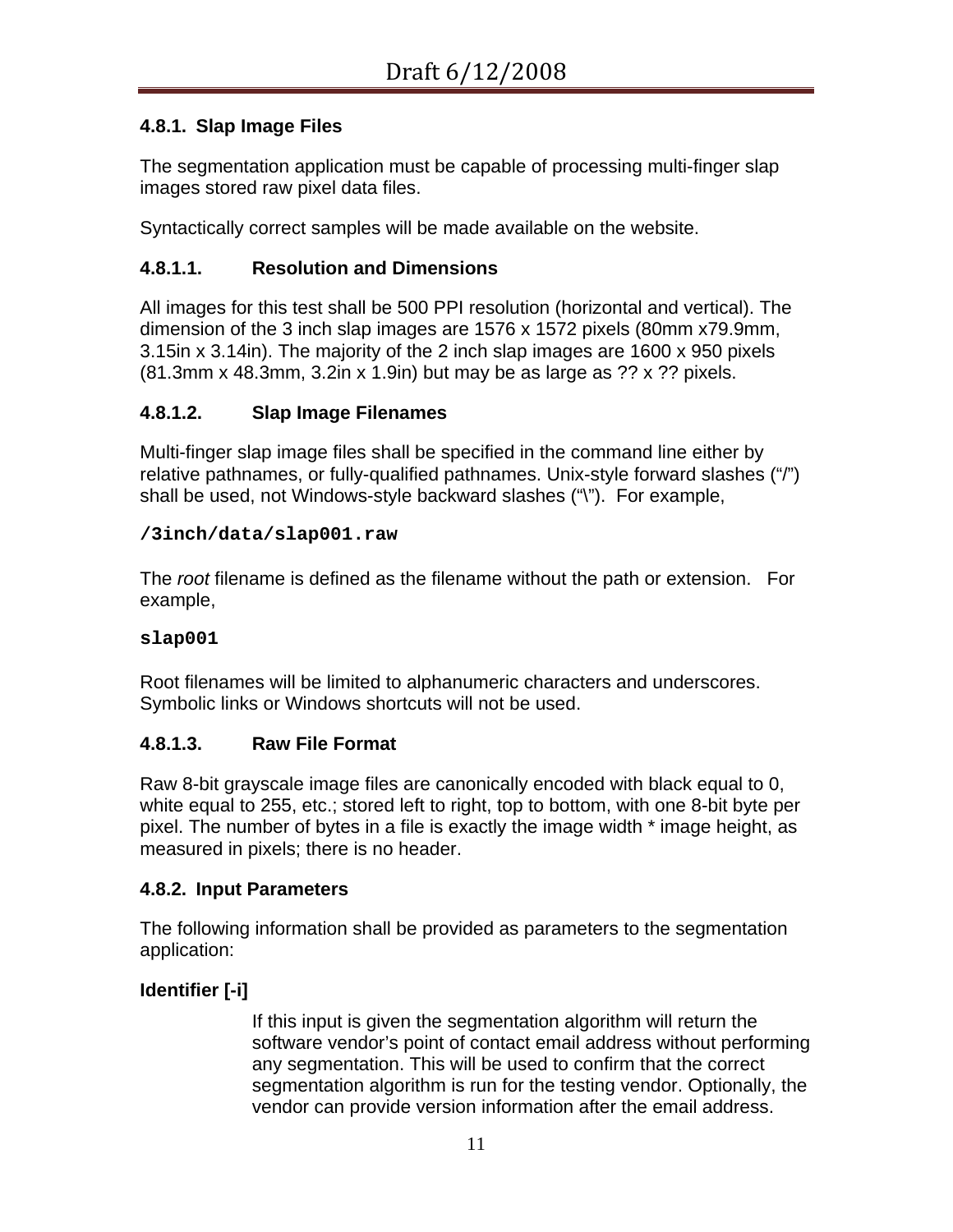#### 4.8.1. Slap Image Files

The segmentation application must be capable of processing multi-finger slap images stored raw pixel data files.

Syntactically correct samples will be made available on the website.

##### 4.8.1.1. Resolution and Dimensions

All images for this test shall be 500 PPI resolution (horizontal and vertical). The dimension of the 3 inch slap images are 1576 x 1572 pixels (80mm x79.9mm, 3.15in x 3.14in). The majority of the 2 inch slap images are 1600 x 950 pixels (81.3mm x 48.3mm, 3.2in x 1.9in) but may be as large as ?? x ?? pixels.

##### 4.8.1.2. Slap Image Filenames

Multi-finger slap image files shall be specified in the command line either by relative pathnames, or fully-qualified pathnames. Unix-style forward slashes (“/”) shall be used, not Windows-style backward slashes (“\”). For example,

```
/3inch/data/slap001.raw
```

The *root* filename is defined as the filename without the path or extension. For example,

```
slap001
```

Root filenames will be limited to alphanumeric characters and underscores. Symbolic links or Windows shortcuts will not be used.

##### 4.8.1.3. Raw File Format

Raw 8-bit grayscale image files are canonically encoded with black equal to 0, white equal to 255, etc.; stored left to right, top to bottom, with one 8-bit byte per pixel. The number of bytes in a file is exactly the image width * image height, as measured in pixels; there is no header.

#### 4.8.2. Input Parameters

The following information shall be provided as parameters to the segmentation application:

**Identifier [-i]**

If this input is given the segmentation algorithm will return the software vendor’s point of contact email address without performing any segmentation. This will be used to confirm that the correct segmentation algorithm is run for the testing vendor. Optionally, the vendor can provide version information after the email address.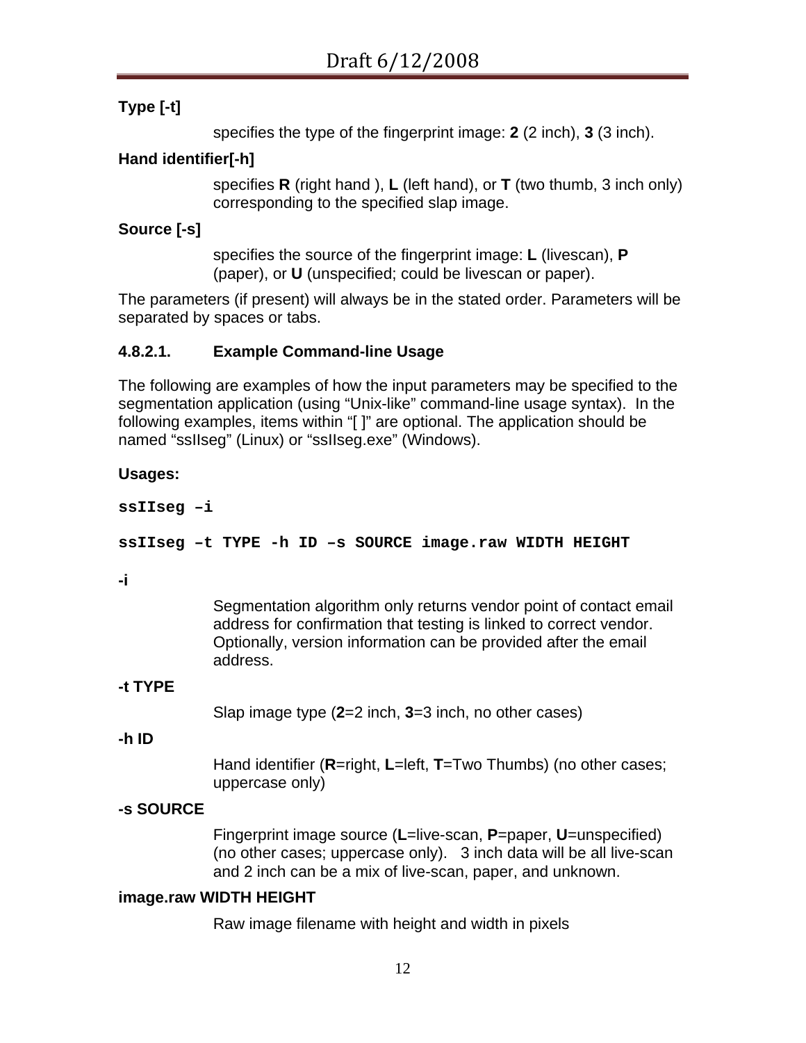**Type [-t]**

specifies the type of the fingerprint image: **2** (2 inch), **3** (3 inch).

**Hand identifier[-h]**

specifies **R** (right hand ), **L** (left hand), or **T** (two thumb, 3 inch only) corresponding to the specified slap image.

**Source [-s]**

specifies the source of the fingerprint image: **L** (livescan), **P** (paper), or **U** (unspecified; could be livescan or paper).

The parameters (if present) will always be in the stated order. Parameters will be separated by spaces or tabs.

#### 4.8.2.1. Example Command-line Usage

The following are examples of how the input parameters may be specified to the segmentation application (using "Unix-like" command-line usage syntax). In the following examples, items within "[ ]" are optional. The application should be named "ssIIseg" (Linux) or "ssIIseg.exe" (Windows).

**Usages:**

```
ssIIseg –i

ssIIseg –t TYPE -h ID –s SOURCE image.raw WIDTH HEIGHT
```

**-i**

Segmentation algorithm only returns vendor point of contact email address for confirmation that testing is linked to correct vendor. Optionally, version information can be provided after the email address.

**-t TYPE**

Slap image type (**2**=2 inch, **3**=3 inch, no other cases)

**-h ID**

Hand identifier (**R**=right, **L**=left, **T**=Two Thumbs) (no other cases; uppercase only)

**-s SOURCE**

Fingerprint image source (**L**=live-scan, **P**=paper, **U**=unspecified) (no other cases; uppercase only). 3 inch data will be all live-scan and 2 inch can be a mix of live-scan, paper, and unknown.

**image.raw WIDTH HEIGHT**

Raw image filename with height and width in pixels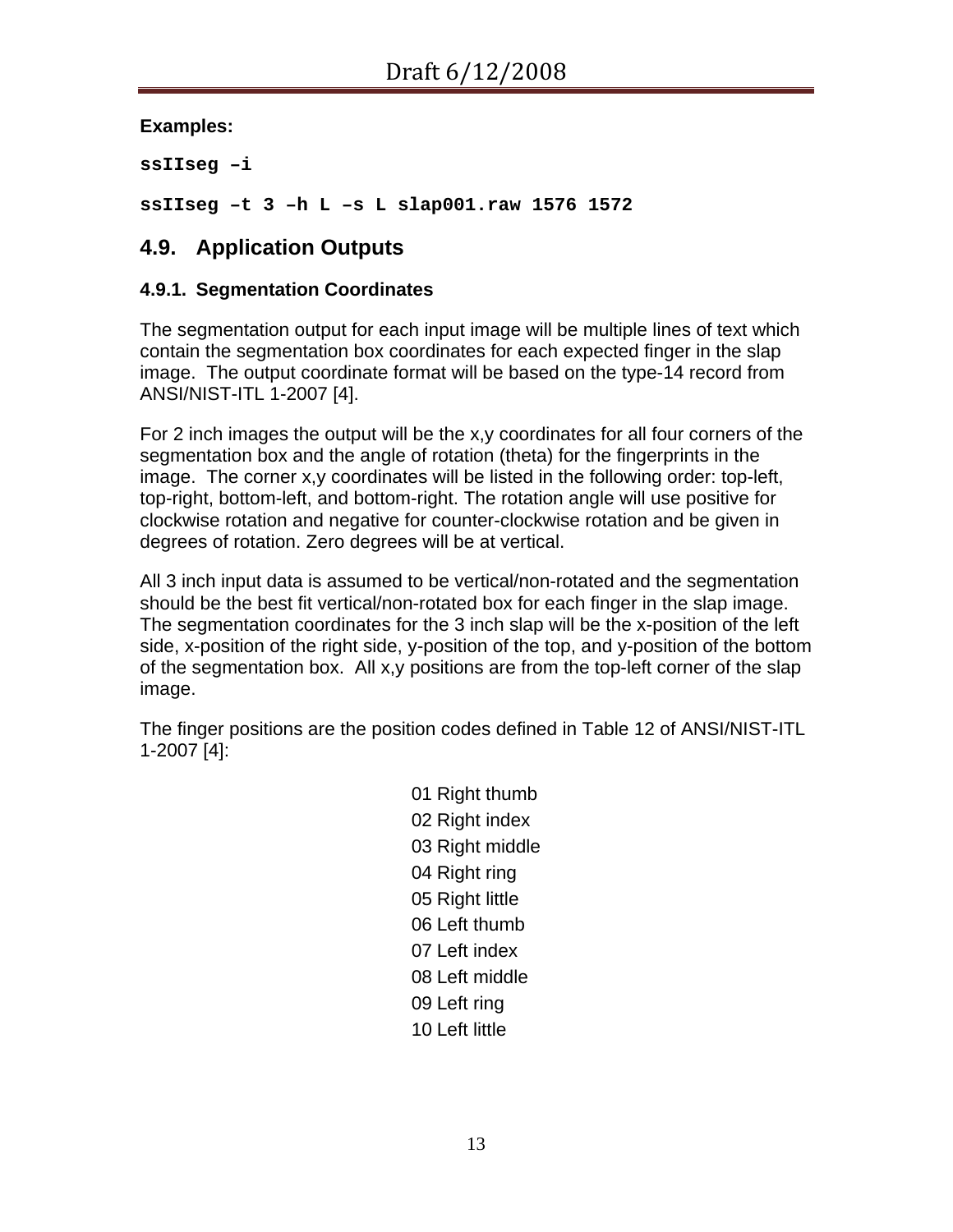**Examples:**

```
ssIIseg –i
```

```
ssIIseg –t 3 –h L –s L slap001.raw 1576 1572
```

## 4.9. Application Outputs

### 4.9.1. Segmentation Coordinates

The segmentation output for each input image will be multiple lines of text which contain the segmentation box coordinates for each expected finger in the slap image. The output coordinate format will be based on the type-14 record from ANSI/NIST-ITL 1-2007 [4].

For 2 inch images the output will be the x,y coordinates for all four corners of the segmentation box and the angle of rotation (theta) for the fingerprints in the image. The corner x,y coordinates will be listed in the following order: top-left, top-right, bottom-left, and bottom-right. The rotation angle will use positive for clockwise rotation and negative for counter-clockwise rotation and be given in degrees of rotation. Zero degrees will be at vertical.

All 3 inch input data is assumed to be vertical/non-rotated and the segmentation should be the best fit vertical/non-rotated box for each finger in the slap image. The segmentation coordinates for the 3 inch slap will be the x-position of the left side, x-position of the right side, y-position of the top, and y-position of the bottom of the segmentation box. All x,y positions are from the top-left corner of the slap image.

The finger positions are the position codes defined in Table 12 of ANSI/NIST-ITL 1-2007 [4]:

01 Right thumb
02 Right index
03 Right middle
04 Right ring
05 Right little
06 Left thumb
07 Left index
08 Left middle
09 Left ring
10 Left little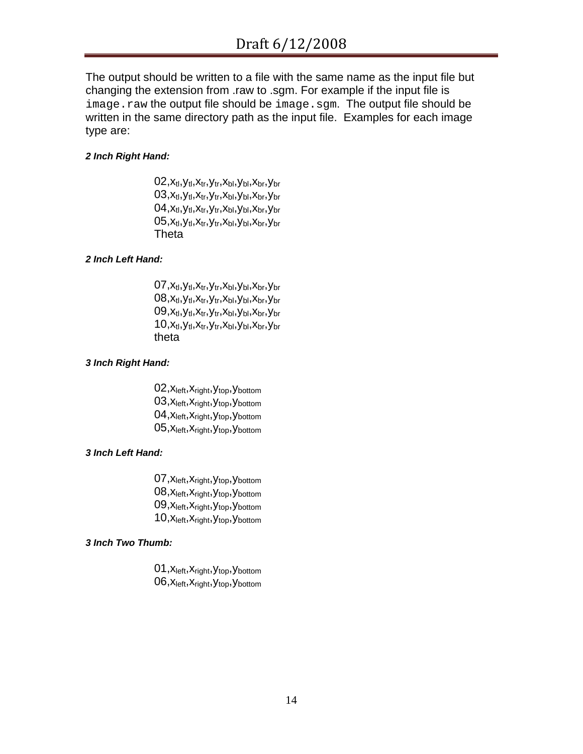The output should be written to a file with the same name as the input file but changing the extension from .raw to .sgm. For example if the input file is `image.raw` the output file should be `image.sgm`. The output file should be written in the same directory path as the input file. Examples for each image type are:

***2 Inch Right Hand:***

02,$x_{tl}$,$y_{tl}$,$x_{tr}$,$y_{tr}$,$x_{bl}$,$y_{bl}$,$x_{br}$,$y_{br}$
03,$x_{tl}$,$y_{tl}$,$x_{tr}$,$y_{tr}$,$x_{bl}$,$y_{bl}$,$x_{br}$,$y_{br}$
04,$x_{tl}$,$y_{tl}$,$x_{tr}$,$y_{tr}$,$x_{bl}$,$y_{bl}$,$x_{br}$,$y_{br}$
05,$x_{tl}$,$y_{tl}$,$x_{tr}$,$y_{tr}$,$x_{bl}$,$y_{bl}$,$x_{br}$,$y_{br}$
Theta

***2 Inch Left Hand:***

07,$x_{tl}$,$y_{tl}$,$x_{tr}$,$y_{tr}$,$x_{bl}$,$y_{bl}$,$x_{br}$,$y_{br}$
08,$x_{tl}$,$y_{tl}$,$x_{tr}$,$y_{tr}$,$x_{bl}$,$y_{bl}$,$x_{br}$,$y_{br}$
09,$x_{tl}$,$y_{tl}$,$x_{tr}$,$y_{tr}$,$x_{bl}$,$y_{bl}$,$x_{br}$,$y_{br}$
10,$x_{tl}$,$y_{tl}$,$x_{tr}$,$y_{tr}$,$x_{bl}$,$y_{bl}$,$x_{br}$,$y_{br}$
theta

***3 Inch Right Hand:***

02,$x_{left}$,$x_{right}$,$y_{top}$,$y_{bottom}$
03,$x_{left}$,$x_{right}$,$y_{top}$,$y_{bottom}$
04,$x_{left}$,$x_{right}$,$y_{top}$,$y_{bottom}$
05,$x_{left}$,$x_{right}$,$y_{top}$,$y_{bottom}$

***3 Inch Left Hand:***

07,$x_{left}$,$x_{right}$,$y_{top}$,$y_{bottom}$
08,$x_{left}$,$x_{right}$,$y_{top}$,$y_{bottom}$
09,$x_{left}$,$x_{right}$,$y_{top}$,$y_{bottom}$
10,$x_{left}$,$x_{right}$,$y_{top}$,$y_{bottom}$

***3 Inch Two Thumb:***

01,$x_{left}$,$x_{right}$,$y_{top}$,$y_{bottom}$
06,$x_{left}$,$x_{right}$,$y_{top}$,$y_{bottom}$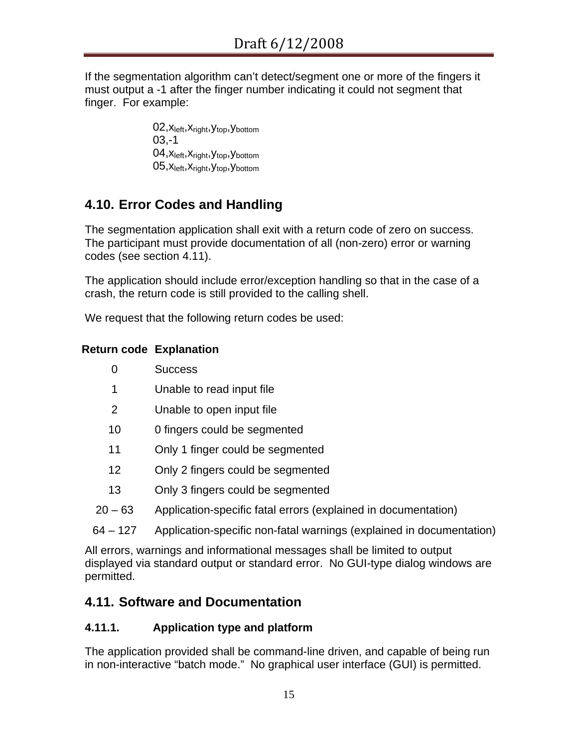If the segmentation algorithm can't detect/segment one or more of the fingers it must output a -1 after the finger number indicating it could not segment that finger. For example:

> 02,$x_{left}$,$x_{right}$,$y_{top}$,$y_{bottom}$
> 03,-1
> 04,$x_{left}$,$x_{right}$,$y_{top}$,$y_{bottom}$
> 05,$x_{left}$,$x_{right}$,$y_{top}$,$y_{bottom}$

## 4.10. Error Codes and Handling

The segmentation application shall exit with a return code of zero on success. The participant must provide documentation of all (non-zero) error or warning codes (see section 4.11).

The application should include error/exception handling so that in the case of a crash, the return code is still provided to the calling shell.

We request that the following return codes be used:

| Return code | Explanation |
|---|---|
| 0 | Success |
| 1 | Unable to read input file |
| 2 | Unable to open input file |
| 10 | 0 fingers could be segmented |
| 11 | Only 1 finger could be segmented |
| 12 | Only 2 fingers could be segmented |
| 13 | Only 3 fingers could be segmented |
| 20 – 63 | Application-specific fatal errors (explained in documentation) |
| 64 – 127 | Application-specific non-fatal warnings (explained in documentation) |

All errors, warnings and informational messages shall be limited to output displayed via standard output or standard error. No GUI-type dialog windows are permitted.

## 4.11. Software and Documentation

### 4.11.1. Application type and platform

The application provided shall be command-line driven, and capable of being run in non-interactive "batch mode." No graphical user interface (GUI) is permitted.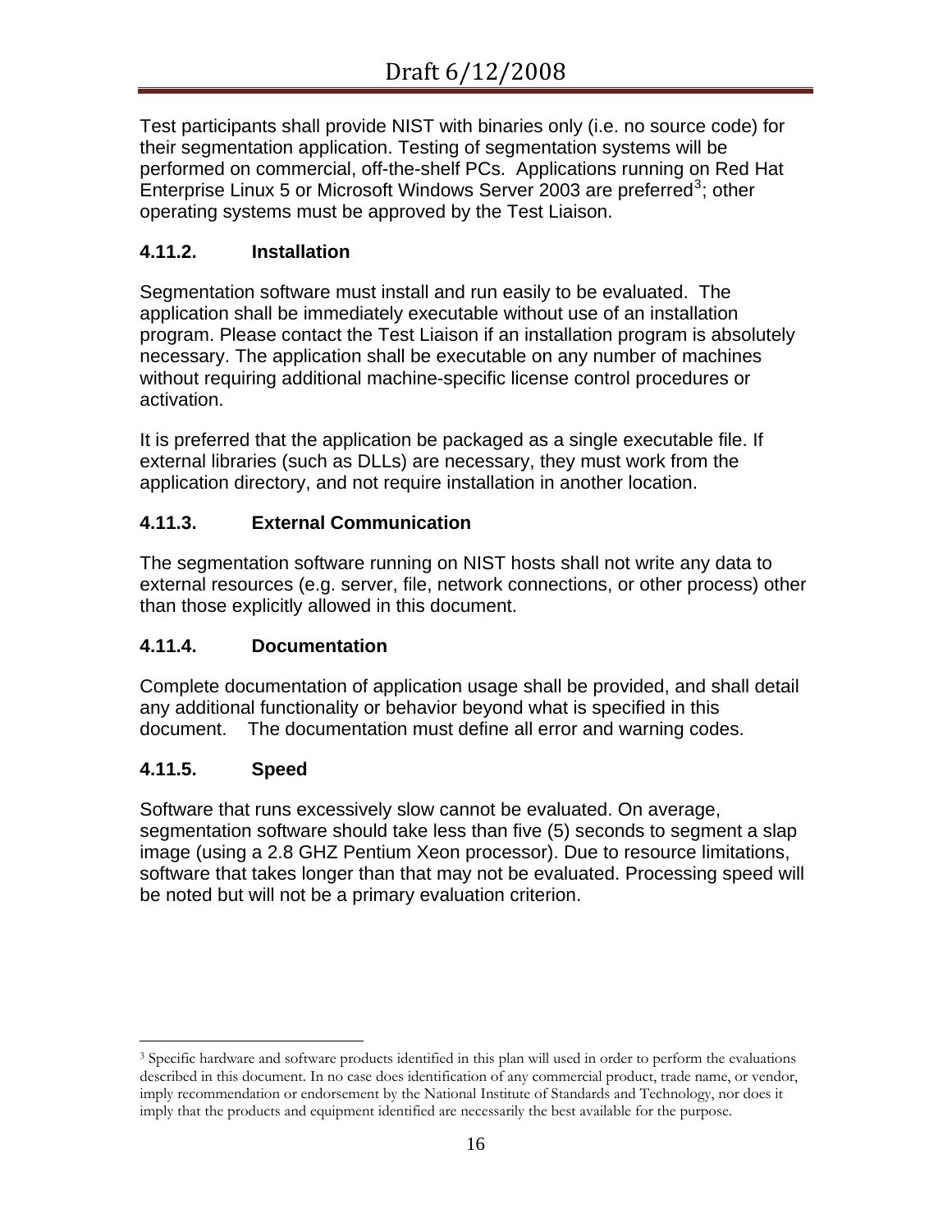Test participants shall provide NIST with binaries only (i.e. no source code) for their segmentation application. Testing of segmentation systems will be performed on commercial, off-the-shelf PCs. Applications running on Red Hat Enterprise Linux 5 or Microsoft Windows Server 2003 are preferred[3]; other operating systems must be approved by the Test Liaison.

#### 4.11.2. Installation

Segmentation software must install and run easily to be evaluated. The application shall be immediately executable without use of an installation program. Please contact the Test Liaison if an installation program is absolutely necessary. The application shall be executable on any number of machines without requiring additional machine-specific license control procedures or activation.

It is preferred that the application be packaged as a single executable file. If external libraries (such as DLLs) are necessary, they must work from the application directory, and not require installation in another location.

#### 4.11.3. External Communication

The segmentation software running on NIST hosts shall not write any data to external resources (e.g. server, file, network connections, or other process) other than those explicitly allowed in this document.

#### 4.11.4. Documentation

Complete documentation of application usage shall be provided, and shall detail any additional functionality or behavior beyond what is specified in this document. The documentation must define all error and warning codes.

#### 4.11.5. Speed

Software that runs excessively slow cannot be evaluated. On average, segmentation software should take less than five (5) seconds to segment a slap image (using a 2.8 GHZ Pentium Xeon processor). Due to resource limitations, software that takes longer than that may not be evaluated. Processing speed will be noted but will not be a primary evaluation criterion.

---

[3] Specific hardware and software products identified in this plan will used in order to perform the evaluations described in this document. In no case does identification of any commercial product, trade name, or vendor, imply recommendation or endorsement by the National Institute of Standards and Technology, nor does it imply that the products and equipment identified are necessarily the best available for the purpose.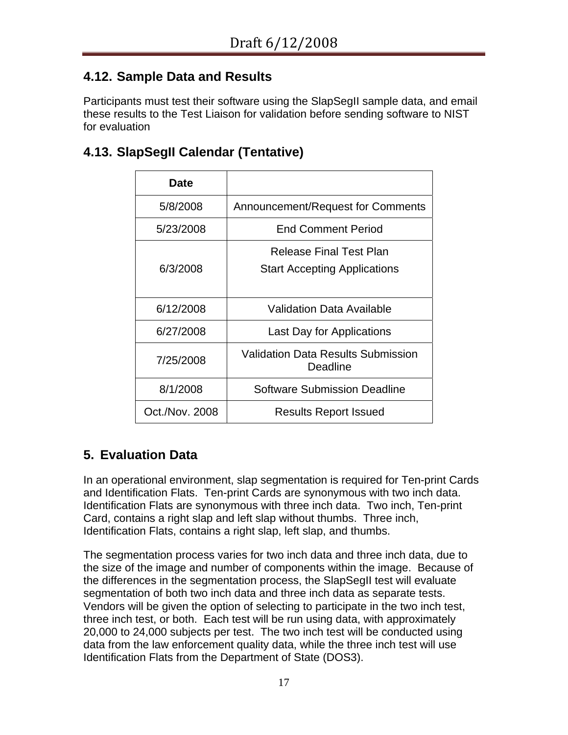## 4.12. Sample Data and Results

Participants must test their software using the SlapSegII sample data, and email these results to the Test Liaison for validation before sending software to NIST for evaluation

## 4.13. SlapSegII Calendar (Tentative)

| Date | |
|---|---|
| 5/8/2008 | Announcement/Request for Comments |
| 5/23/2008 | End Comment Period |
| 6/3/2008 | Release Final Test Plan<br>Start Accepting Applications |
| 6/12/2008 | Validation Data Available |
| 6/27/2008 | Last Day for Applications |
| 7/25/2008 | Validation Data Results Submission Deadline |
| 8/1/2008 | Software Submission Deadline |
| Oct./Nov. 2008 | Results Report Issued |

# 5. Evaluation Data

In an operational environment, slap segmentation is required for Ten-print Cards and Identification Flats. Ten-print Cards are synonymous with two inch data. Identification Flats are synonymous with three inch data. Two inch, Ten-print Card, contains a right slap and left slap without thumbs. Three inch, Identification Flats, contains a right slap, left slap, and thumbs.

The segmentation process varies for two inch data and three inch data, due to the size of the image and number of components within the image. Because of the differences in the segmentation process, the SlapSegII test will evaluate segmentation of both two inch data and three inch data as separate tests. Vendors will be given the option of selecting to participate in the two inch test, three inch test, or both. Each test will be run using data, with approximately 20,000 to 24,000 subjects per test. The two inch test will be conducted using data from the law enforcement quality data, while the three inch test will use Identification Flats from the Department of State (DOS3).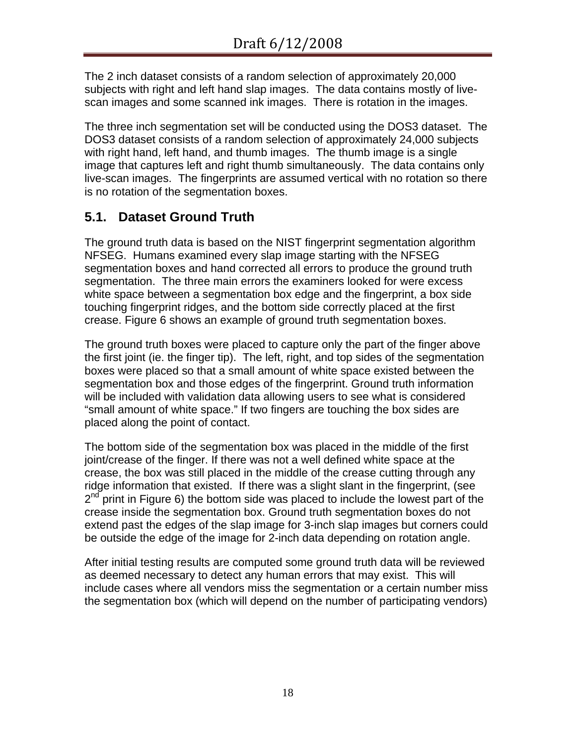The 2 inch dataset consists of a random selection of approximately 20,000 subjects with right and left hand slap images. The data contains mostly of live-scan images and some scanned ink images. There is rotation in the images.

The three inch segmentation set will be conducted using the DOS3 dataset. The DOS3 dataset consists of a random selection of approximately 24,000 subjects with right hand, left hand, and thumb images. The thumb image is a single image that captures left and right thumb simultaneously. The data contains only live-scan images. The fingerprints are assumed vertical with no rotation so there is no rotation of the segmentation boxes.

## 5.1. Dataset Ground Truth

The ground truth data is based on the NIST fingerprint segmentation algorithm NFSEG. Humans examined every slap image starting with the NFSEG segmentation boxes and hand corrected all errors to produce the ground truth segmentation. The three main errors the examiners looked for were excess white space between a segmentation box edge and the fingerprint, a box side touching fingerprint ridges, and the bottom side correctly placed at the first crease. Figure 6 shows an example of ground truth segmentation boxes.

The ground truth boxes were placed to capture only the part of the finger above the first joint (ie. the finger tip). The left, right, and top sides of the segmentation boxes were placed so that a small amount of white space existed between the segmentation box and those edges of the fingerprint. Ground truth information will be included with validation data allowing users to see what is considered "small amount of white space." If two fingers are touching the box sides are placed along the point of contact.

The bottom side of the segmentation box was placed in the middle of the first joint/crease of the finger. If there was not a well defined white space at the crease, the box was still placed in the middle of the crease cutting through any ridge information that existed. If there was a slight slant in the fingerprint, (see 2nd print in Figure 6) the bottom side was placed to include the lowest part of the crease inside the segmentation box. Ground truth segmentation boxes do not extend past the edges of the slap image for 3-inch slap images but corners could be outside the edge of the image for 2-inch data depending on rotation angle.

After initial testing results are computed some ground truth data will be reviewed as deemed necessary to detect any human errors that may exist. This will include cases where all vendors miss the segmentation or a certain number miss the segmentation box (which will depend on the number of participating vendors)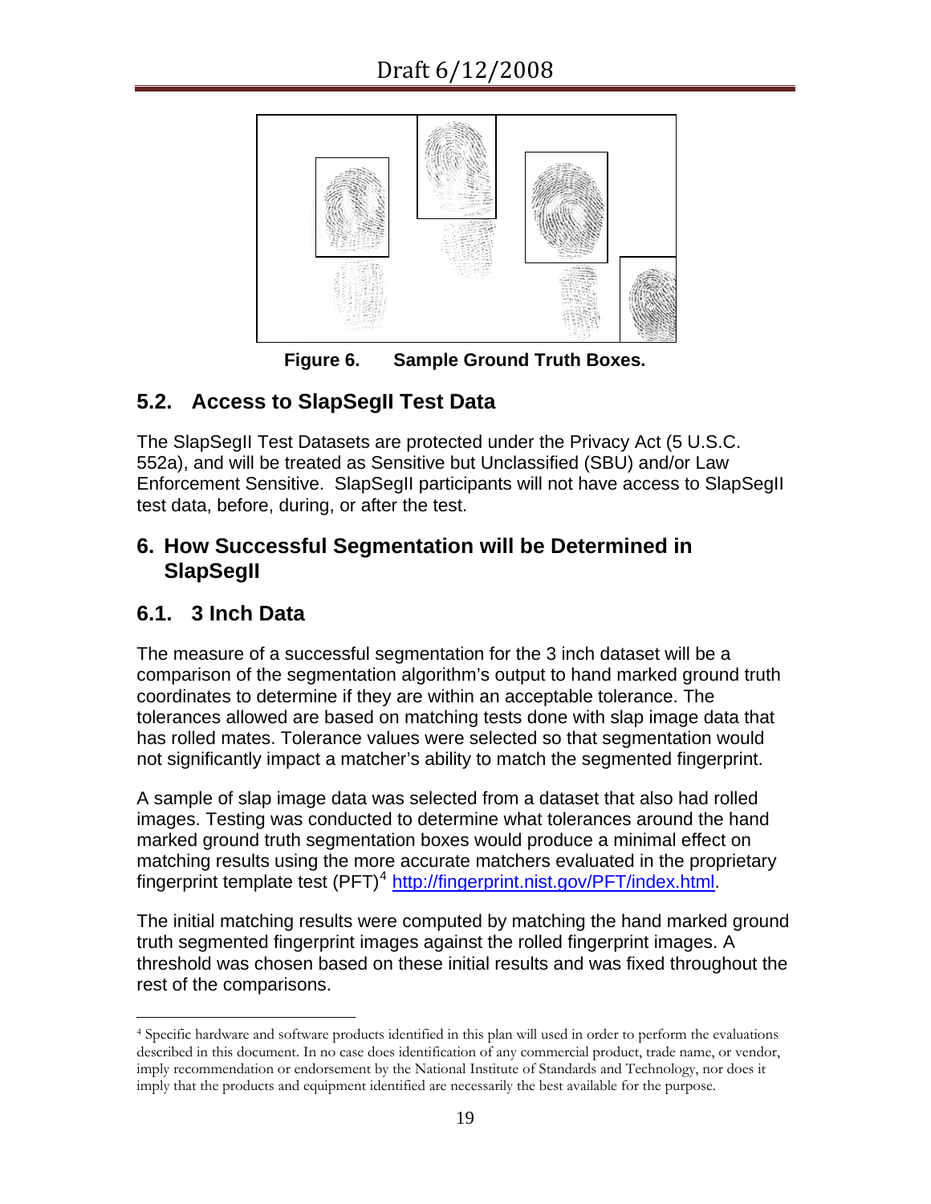**Figure 6. Sample Ground Truth Boxes.**

## 5.2. Access to SlapSegII Test Data

The SlapSegII Test Datasets are protected under the Privacy Act (5 U.S.C. 552a), and will be treated as Sensitive but Unclassified (SBU) and/or Law Enforcement Sensitive. SlapSegII participants will not have access to SlapSegII test data, before, during, or after the test.

# 6. How Successful Segmentation will be Determined in SlapSegII

## 6.1. 3 Inch Data

The measure of a successful segmentation for the 3 inch dataset will be a comparison of the segmentation algorithm's output to hand marked ground truth coordinates to determine if they are within an acceptable tolerance. The tolerances allowed are based on matching tests done with slap image data that has rolled mates. Tolerance values were selected so that segmentation would not significantly impact a matcher's ability to match the segmented fingerprint.

A sample of slap image data was selected from a dataset that also had rolled images. Testing was conducted to determine what tolerances around the hand marked ground truth segmentation boxes would produce a minimal effect on matching results using the more accurate matchers evaluated in the proprietary fingerprint template test (PFT)[4] http://fingerprint.nist.gov/PFT/index.html.

The initial matching results were computed by matching the hand marked ground truth segmented fingerprint images against the rolled fingerprint images. A threshold was chosen based on these initial results and was fixed throughout the rest of the comparisons.

---

[4] Specific hardware and software products identified in this plan will used in order to perform the evaluations described in this document. In no case does identification of any commercial product, trade name, or vendor, imply recommendation or endorsement by the National Institute of Standards and Technology, nor does it imply that the products and equipment identified are necessarily the best available for the purpose.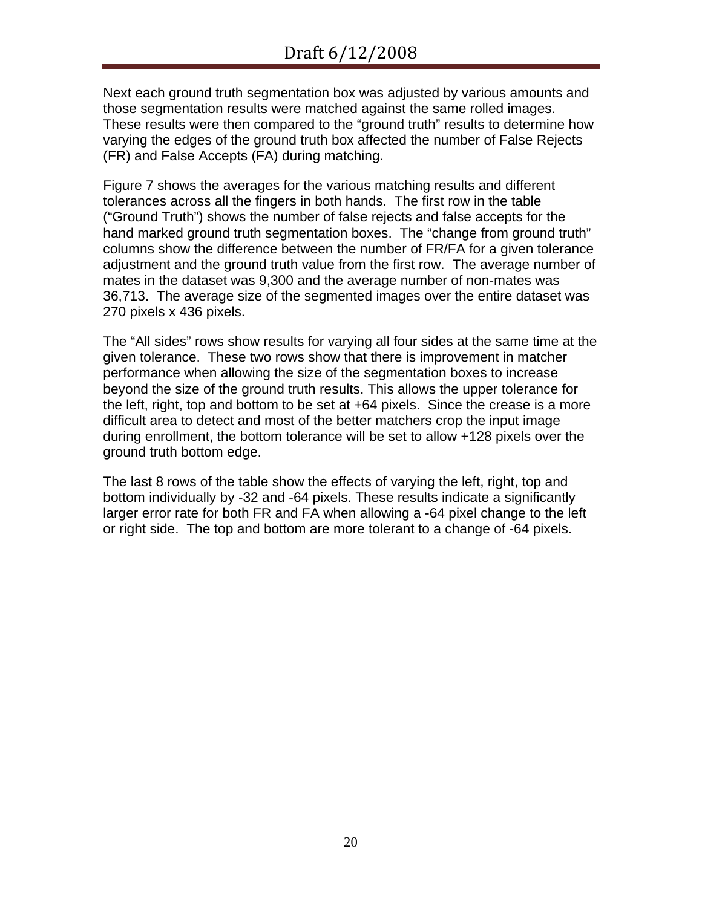Next each ground truth segmentation box was adjusted by various amounts and those segmentation results were matched against the same rolled images. These results were then compared to the “ground truth” results to determine how varying the edges of the ground truth box affected the number of False Rejects (FR) and False Accepts (FA) during matching.

Figure 7 shows the averages for the various matching results and different tolerances across all the fingers in both hands. The first row in the table (“Ground Truth”) shows the number of false rejects and false accepts for the hand marked ground truth segmentation boxes. The “change from ground truth” columns show the difference between the number of FR/FA for a given tolerance adjustment and the ground truth value from the first row. The average number of mates in the dataset was 9,300 and the average number of non-mates was 36,713. The average size of the segmented images over the entire dataset was 270 pixels x 436 pixels.

The “All sides” rows show results for varying all four sides at the same time at the given tolerance. These two rows show that there is improvement in matcher performance when allowing the size of the segmentation boxes to increase beyond the size of the ground truth results. This allows the upper tolerance for the left, right, top and bottom to be set at +64 pixels. Since the crease is a more difficult area to detect and most of the better matchers crop the input image during enrollment, the bottom tolerance will be set to allow +128 pixels over the ground truth bottom edge.

The last 8 rows of the table show the effects of varying the left, right, top and bottom individually by -32 and -64 pixels. These results indicate a significantly larger error rate for both FR and FA when allowing a -64 pixel change to the left or right side. The top and bottom are more tolerant to a change of -64 pixels.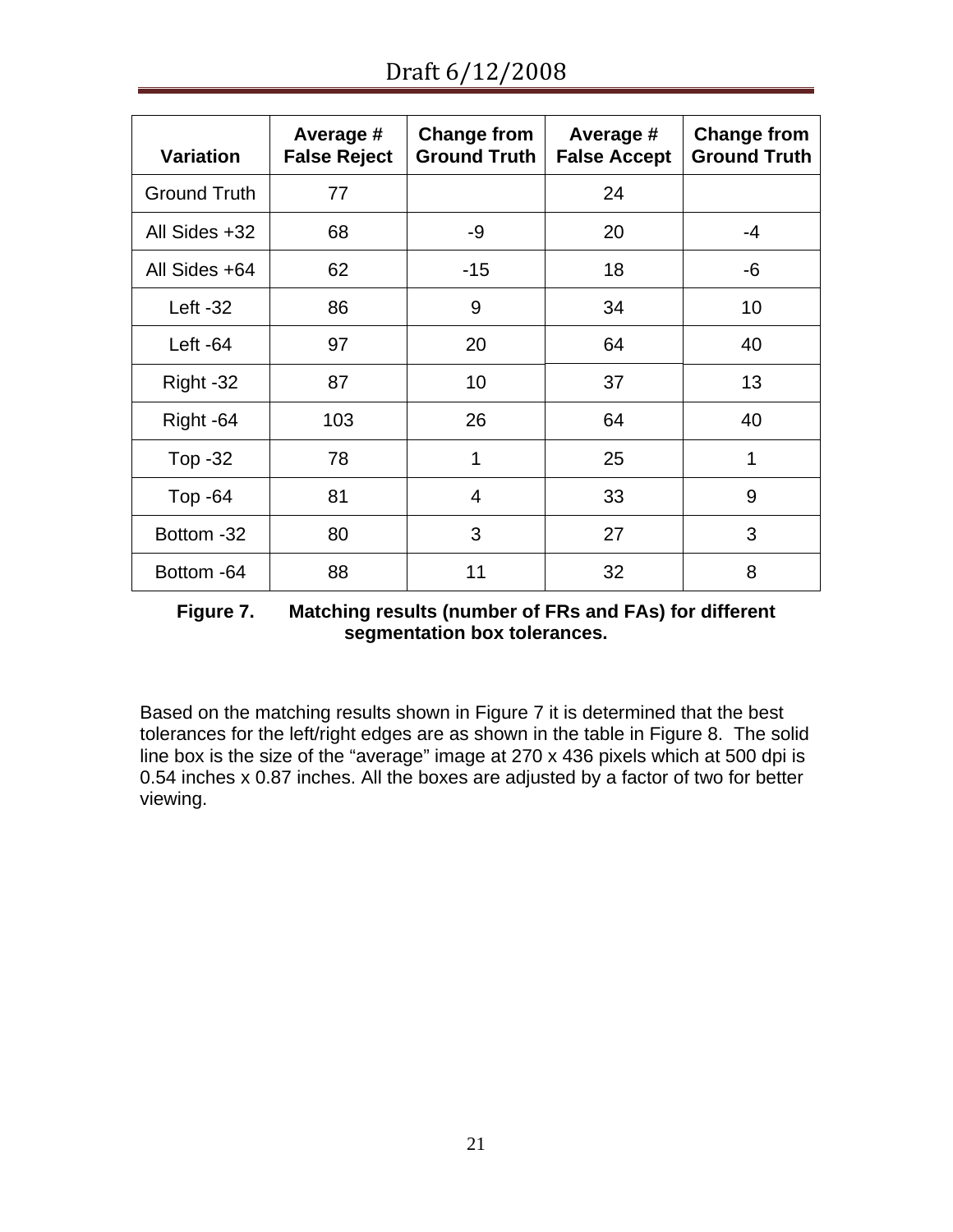| Variation | Average # False Reject | Change from Ground Truth | Average # False Accept | Change from Ground Truth |
|---|---|---|---|---|
| Ground Truth | 77 | | 24 | |
| All Sides +32 | 68 | -9 | 20 | -4 |
| All Sides +64 | 62 | -15 | 18 | -6 |
| Left -32 | 86 | 9 | 34 | 10 |
| Left -64 | 97 | 20 | 64 | 40 |
| Right -32 | 87 | 10 | 37 | 13 |
| Right -64 | 103 | 26 | 64 | 40 |
| Top -32 | 78 | 1 | 25 | 1 |
| Top -64 | 81 | 4 | 33 | 9 |
| Bottom -32 | 80 | 3 | 27 | 3 |
| Bottom -64 | 88 | 11 | 32 | 8 |

**Figure 7. Matching results (number of FRs and FAs) for different segmentation box tolerances.**

Based on the matching results shown in Figure 7 it is determined that the best tolerances for the left/right edges are as shown in the table in Figure 8. The solid line box is the size of the "average" image at 270 x 436 pixels which at 500 dpi is 0.54 inches x 0.87 inches. All the boxes are adjusted by a factor of two for better viewing.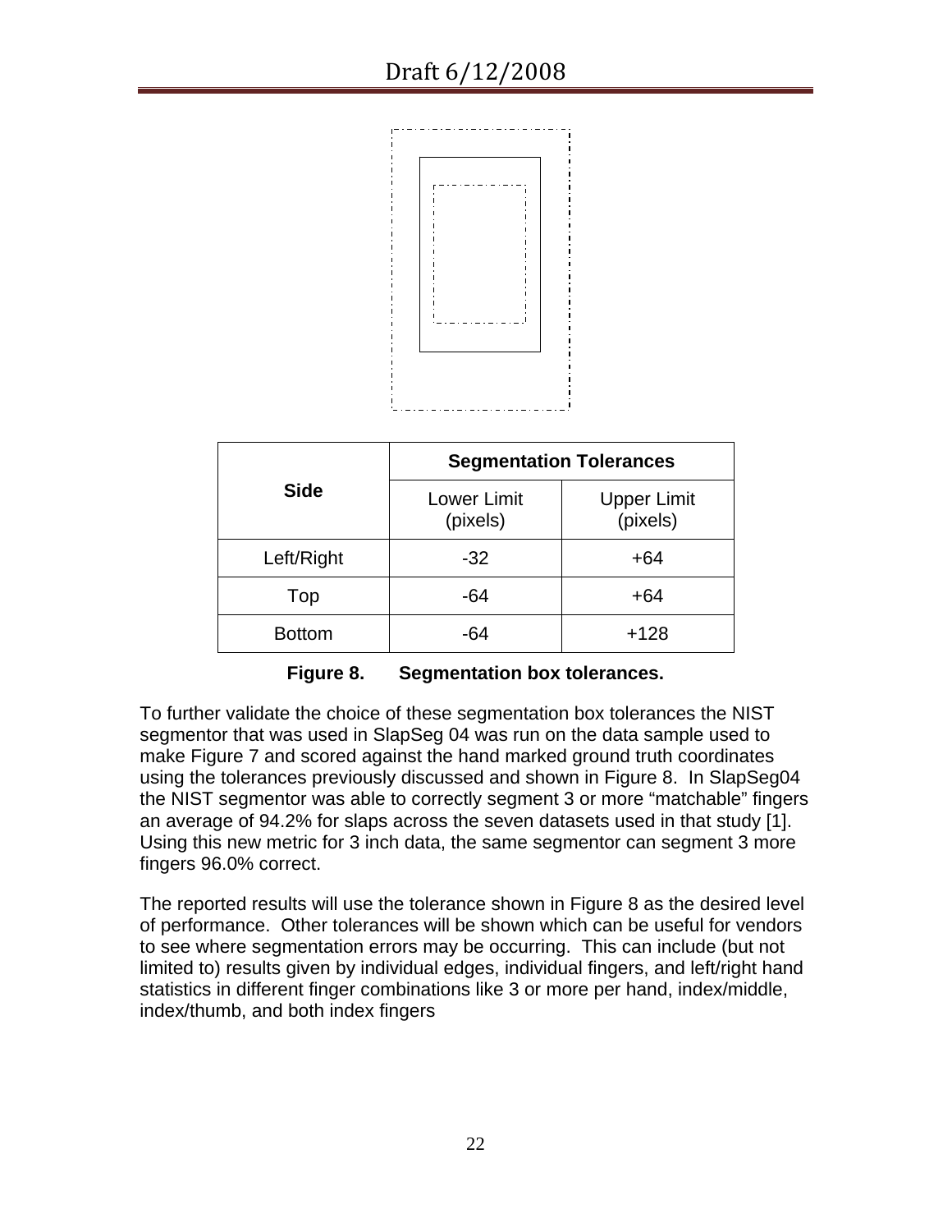| Side | Segmentation Tolerances | |
| --- | --- | --- |
| | Lower Limit (pixels) | Upper Limit (pixels) |
| Left/Right | -32 | +64 |
| Top | -64 | +64 |
| Bottom | -64 | +128 |

**Figure 8. Segmentation box tolerances.**

To further validate the choice of these segmentation box tolerances the NIST segmentor that was used in SlapSeg 04 was run on the data sample used to make Figure 7 and scored against the hand marked ground truth coordinates using the tolerances previously discussed and shown in Figure 8. In SlapSeg04 the NIST segmentor was able to correctly segment 3 or more "matchable" fingers an average of 94.2% for slaps across the seven datasets used in that study [1]. Using this new metric for 3 inch data, the same segmentor can segment 3 more fingers 96.0% correct.

The reported results will use the tolerance shown in Figure 8 as the desired level of performance. Other tolerances will be shown which can be useful for vendors to see where segmentation errors may be occurring. This can include (but not limited to) results given by individual edges, individual fingers, and left/right hand statistics in different finger combinations like 3 or more per hand, index/middle, index/thumb, and both index fingers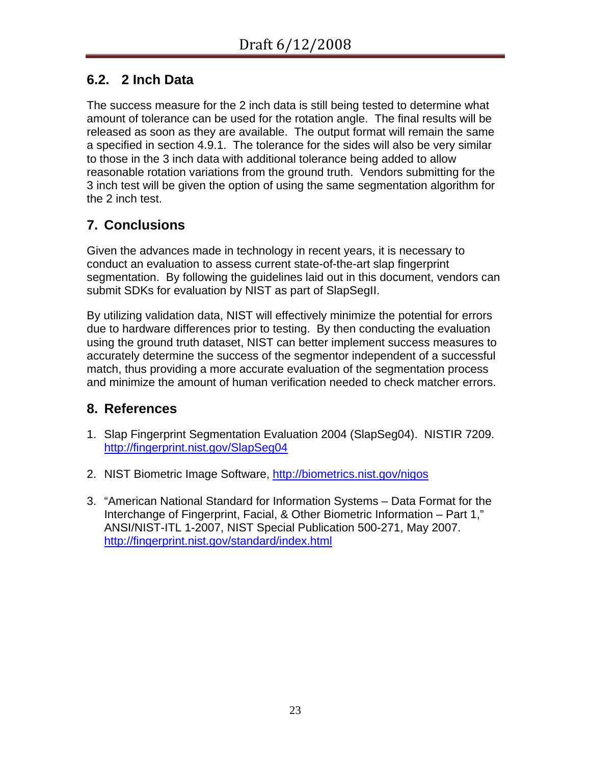## 6.2. 2 Inch Data

The success measure for the 2 inch data is still being tested to determine what amount of tolerance can be used for the rotation angle. The final results will be released as soon as they are available. The output format will remain the same a specified in section 4.9.1. The tolerance for the sides will also be very similar to those in the 3 inch data with additional tolerance being added to allow reasonable rotation variations from the ground truth. Vendors submitting for the 3 inch test will be given the option of using the same segmentation algorithm for the 2 inch test.

## 7. Conclusions

Given the advances made in technology in recent years, it is necessary to conduct an evaluation to assess current state-of-the-art slap fingerprint segmentation. By following the guidelines laid out in this document, vendors can submit SDKs for evaluation by NIST as part of SlapSegII.

By utilizing validation data, NIST will effectively minimize the potential for errors due to hardware differences prior to testing. By then conducting the evaluation using the ground truth dataset, NIST can better implement success measures to accurately determine the success of the segmentor independent of a successful match, thus providing a more accurate evaluation of the segmentation process and minimize the amount of human verification needed to check matcher errors.

## 8. References

1. Slap Fingerprint Segmentation Evaluation 2004 (SlapSeg04). NISTIR 7209. http://fingerprint.nist.gov/SlapSeg04
2. NIST Biometric Image Software, http://biometrics.nist.gov/nigos
3. "American National Standard for Information Systems – Data Format for the Interchange of Fingerprint, Facial, & Other Biometric Information – Part 1," ANSI/NIST-ITL 1-2007, NIST Special Publication 500-271, May 2007. http://fingerprint.nist.gov/standard/index.html